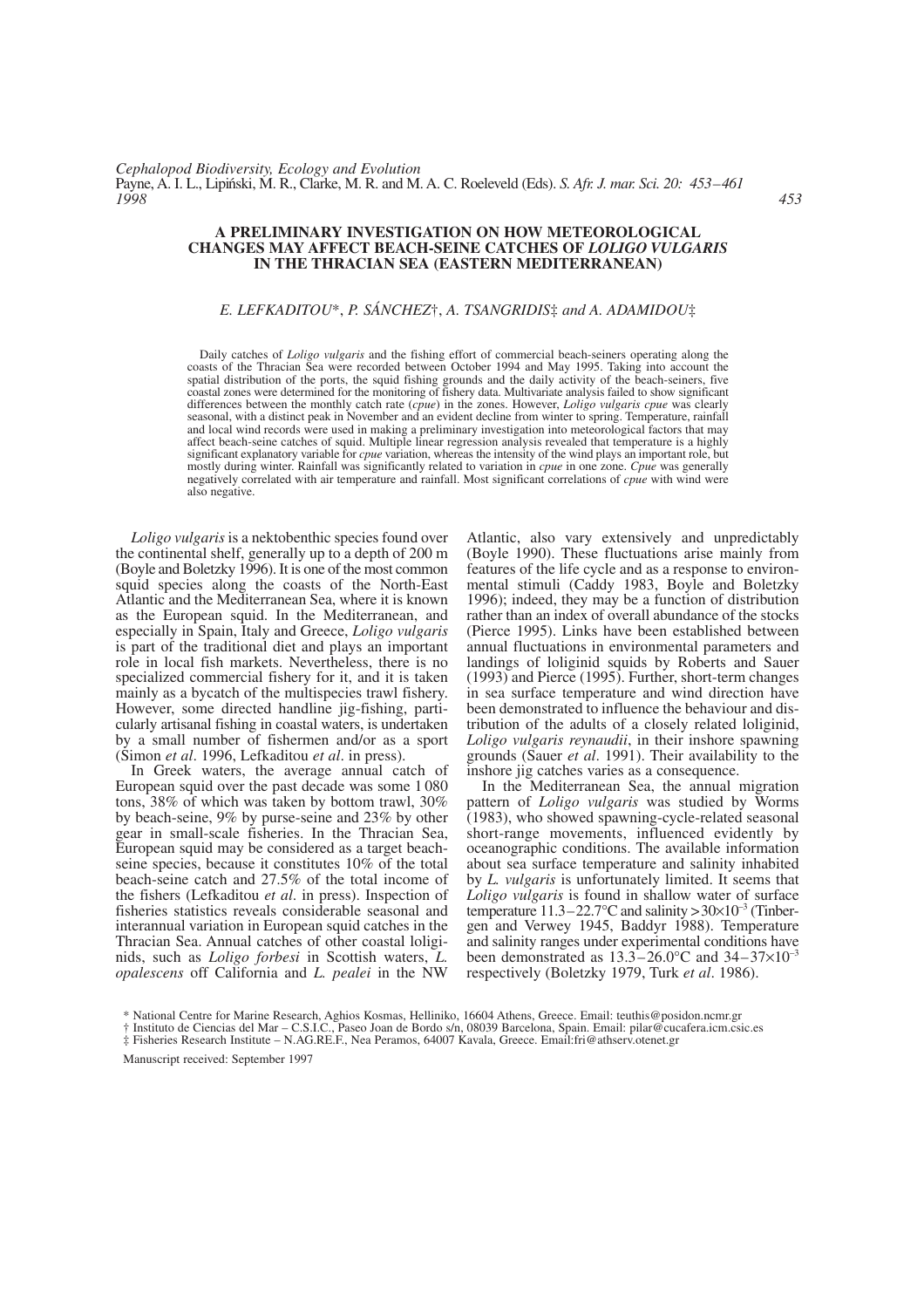# A PRELIMINARY INVESTIGATION ON HOW METEOROLOGICAL CHANGES MAY AFFECT BEACH-SEINE CATCHES OF *LOLIGO VULGARIS* IN THE THRACIAN SEA (EASTERN MEDITERRANEAN)

*E. LEFKADITOU\*, P. SÁNCHEZ†, A. TSANGRIDIS‡ and A. ADAMIDOU‡*

Daily catches of *Loligo vulgaris* and the fishing effort of commercial beach-seiners operating along the coasts of the Thracian Sea were recorded between October 1994 and May 1995. Taking into account the spatial distribution of the ports, the squid fishing grounds and the daily activity of the beach-seiners, five coastal zones were determined for the monitoring of fishery data. Multivariate analysis failed to show significant differences between the monthly catch rate (*cpue*) in the zones. However, *Loligo vulgaris cpue* was clearly seasonal, with a distinct peak in November and an evident decline from winter to spring. Temperature, rainfall and local wind records were used in making a preliminary investigation into meteorological factors that may affect beach-seine catches of squid. Multiple linear regression analysis revealed that temperature is a highly significant explanatory variable for *cpue* variation, whereas the intensity of the wind plays an important role, but mostly during winter. Rainfall was significantly related to variation in *cpue* in one zone. *Cpue* was generally negatively correlated with air temperature and rainfall. Most significant correlations of *cpue* with wind were also negative.

*Loligo vulgaris* is a nektobenthic species found over the continental shelf, generally up to a depth of 200 m (Boyle and Boletzky 1996). It is one of the most common squid species along the coasts of the North-East Atlantic and the Mediterranean Sea, where it is known as the European squid. In the Mediterranean, and especially in Spain, Italy and Greece, *Loligo vulgaris* is part of the traditional diet and plays an important role in local fish markets. Nevertheless, there is no specialized commercial fishery for it, and it is taken mainly as a bycatch of the multispecies trawl fishery. However, some directed handline jig-fishing, particularly artisanal fishing in coastal waters, is undertaken by a small number of fishermen and/or as a sport (Simon *et al*. 1996, Lefkaditou *et al*. in press).

In Greek waters, the average annual catch of European squid over the past decade was some 1 080 tons, 38% of which was taken by bottom trawl, 30% by beach-seine, 9% by purse-seine and 23% by other gear in small-scale fisheries. In the Thracian Sea, European squid may be considered as a target beach-seine species, because it constitutes 10% of the total beach-seine catch and 27.5% of the total income of the fishers (Lefkaditou *et al*. in press). Inspection of fisheries statistics reveals considerable seasonal and interannual variation in European squid catches in the Thracian Sea. Annual catches of other coastal loliginids, such as *Loligo forbesi* in Scottish waters, *L. opalescens* off California and *L. pealei* in the NW Atlantic, also vary extensively and unpredictably (Boyle 1990). These fluctuations arise mainly from features of the life cycle and as a response to environmental stimuli (Caddy 1983, Boyle and Boletzky 1996); indeed, they may be a function of distribution rather than an index of overall abundance of the stocks (Pierce 1995). Links have been established between annual fluctuations in environmental parameters and landings of loliginid squids by Roberts and Sauer (1993) and Pierce (1995). Further, short-term changes in sea surface temperature and wind direction have been demonstrated to influence the behaviour and distribution of the adults of a closely related loliginid, *Loligo vulgaris reynaudii*, in their inshore spawning grounds (Sauer *et al*. 1991). Their availability to the inshore jig catches varies as a consequence.

In the Mediterranean Sea, the annual migration pattern of *Loligo vulgaris* was studied by Worms (1983), who showed spawning-cycle-related seasonal short-range movements, influenced evidently by oceanographic conditions. The available information about sea surface temperature and salinity inhabited by *L. vulgaris* is unfortunately limited. It seems that *Loligo vulgaris* is found in shallow water of surface temperature 11.3–22.7°C and salinity $>30\times10^{-3}$ (Tinbergen and Verwey 1945, Baddyr 1988). Temperature and salinity ranges under experimental conditions have been demonstrated as 13.3–26.0°C and $34–37\times10^{-3}$ respectively (Boletzky 1979, Turk *et al*. 1986).

\* National Centre for Marine Research, Aghios Kosmas, Helliniko, 16604 Athens, Greece. Email: teuthis@posidon.ncmr.gr
† Instituto de Ciencias del Mar – C.S.I.C., Paseo Joan de Bordo s/n, 08039 Barcelona, Spain. Email: pilar@cucafera.icm.csic.es
‡ Fisheries Research Institute – N.AG.RE.F., Nea Peramos, 64007 Kavala, Greece. Email:fri@athserv.otenet.gr

Manuscript received: September 1997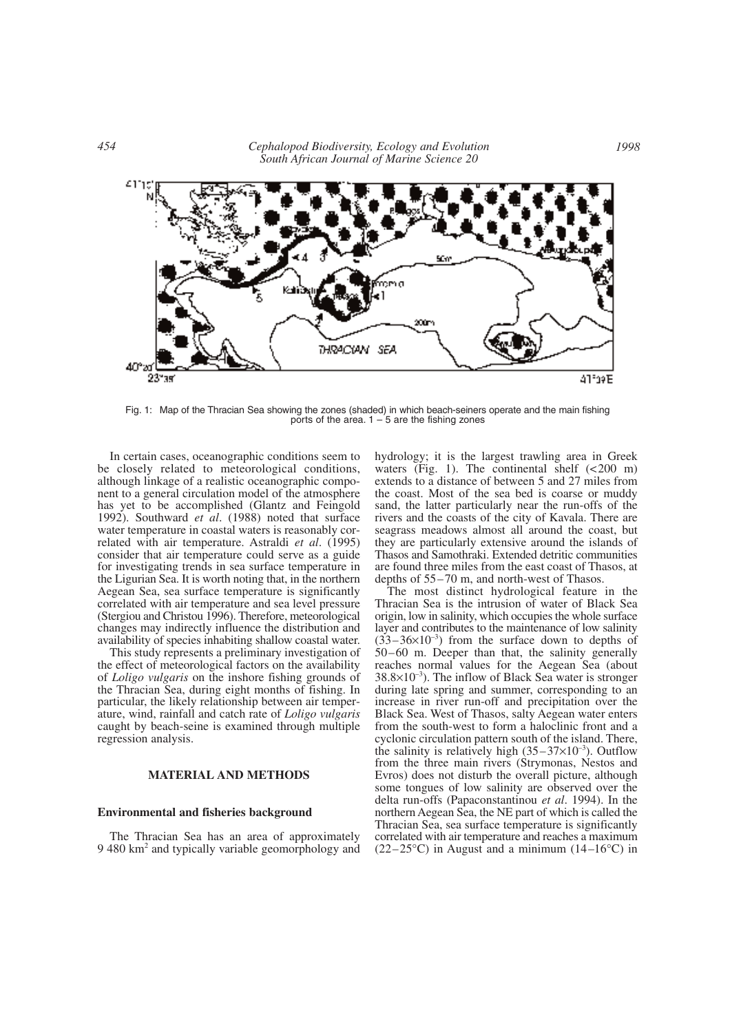Fig. 1: Map of the Thracian Sea showing the zones (shaded) in which beach-seiners operate and the main fishing ports of the area. 1 – 5 are the fishing zones

In certain cases, oceanographic conditions seem to be closely related to meteorological conditions, although linkage of a realistic oceanographic component to a general circulation model of the atmosphere has yet to be accomplished (Glantz and Feingold 1992). Southward *et al*. (1988) noted that surface water temperature in coastal waters is reasonably correlated with air temperature. Astraldi *et al*. (1995) consider that air temperature could serve as a guide for investigating trends in sea surface temperature in the Ligurian Sea. It is worth noting that, in the northern Aegean Sea, sea surface temperature is significantly correlated with air temperature and sea level pressure (Stergiou and Christou 1996). Therefore, meteorological changes may indirectly influence the distribution and availability of species inhabiting shallow coastal water.

This study represents a preliminary investigation of the effect of meteorological factors on the availability of *Loligo vulgaris* on the inshore fishing grounds of the Thracian Sea, during eight months of fishing. In particular, the likely relationship between air temperature, wind, rainfall and catch rate of *Loligo vulgaris* caught by beach-seine is examined through multiple regression analysis.

## MATERIAL AND METHODS

### Environmental and fisheries background

The Thracian Sea has an area of approximately 9 480 km$^2$ and typically variable geomorphology and hydrology; it is the largest trawling area in Greek waters (Fig. 1). The continental shelf (<200 m) extends to a distance of between 5 and 27 miles from the coast. Most of the sea bed is coarse or muddy sand, the latter particularly near the run-offs of the rivers and the coasts of the city of Kavala. There are seagrass meadows almost all around the coast, but they are particularly extensive around the islands of Thasos and Samothraki. Extended detritic communities are found three miles from the east coast of Thasos, at depths of 55–70 m, and north-west of Thasos.

The most distinct hydrological feature in the Thracian Sea is the intrusion of water of Black Sea origin, low in salinity, which occupies the whole surface layer and contributes to the maintenance of low salinity ($33–36\times10^{-3}$) from the surface down to depths of 50–60 m. Deeper than that, the salinity generally reaches normal values for the Aegean Sea (about $38.8\times10^{-3}$). The inflow of Black Sea water is stronger during late spring and summer, corresponding to an increase in river run-off and precipitation over the Black Sea. West of Thasos, salty Aegean water enters from the south-west to form a haloclinic front and a cyclonic circulation pattern south of the island. There, the salinity is relatively high ($35–37\times10^{-3}$). Outflow from the three main rivers (Strymonas, Nestos and Evros) does not disturb the overall picture, although some tongues of low salinity are observed over the delta run-offs (Papaconstantinou *et al*. 1994). In the northern Aegean Sea, the NE part of which is called the Thracian Sea, sea surface temperature is significantly correlated with air temperature and reaches a maximum (22–25°C) in August and a minimum (14–16°C) in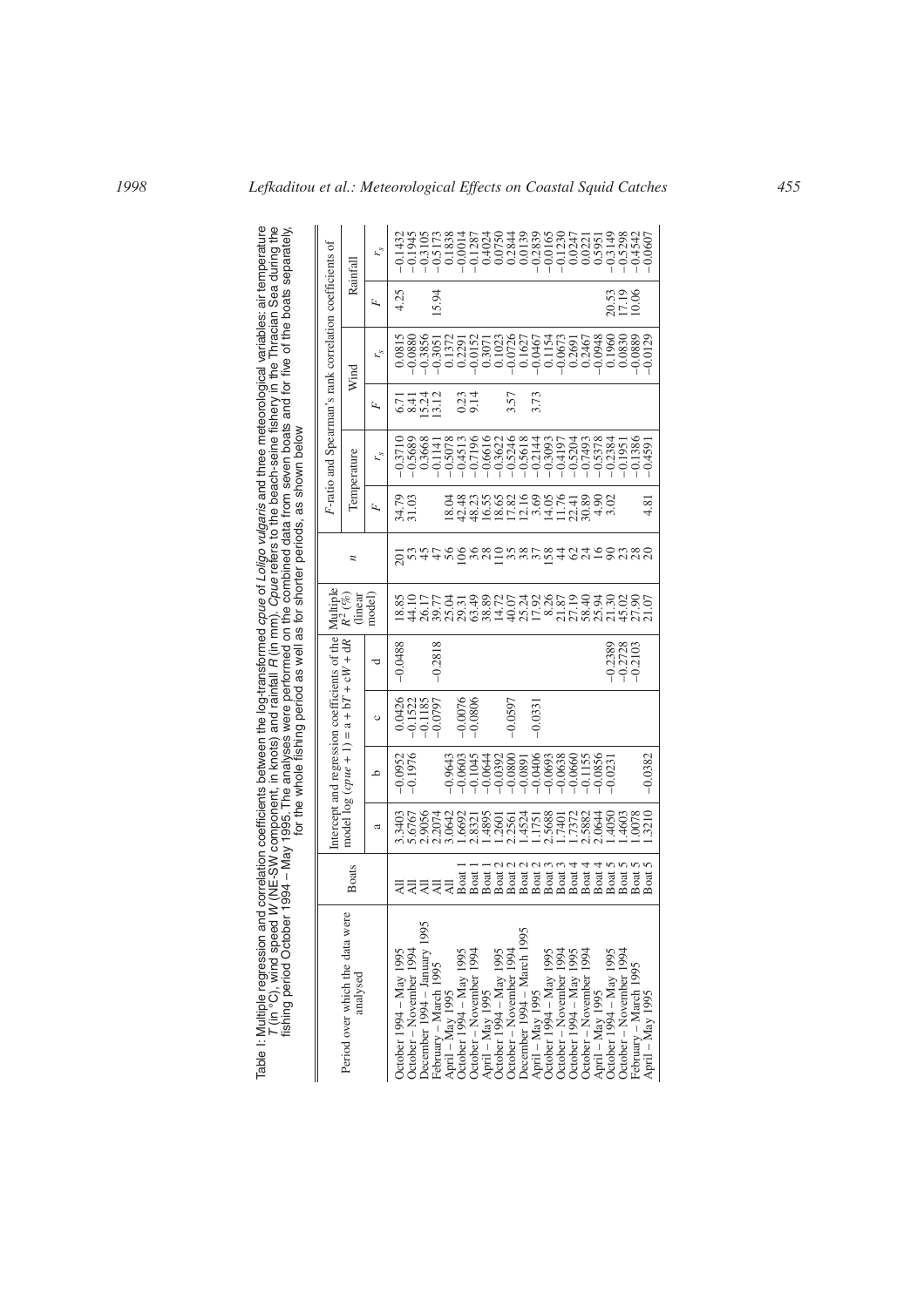Table I: Multiple regression and correlation coefficients between the log-transformed *cpue* of *Loligo vulgaris* and three meteorological variables: air temperature $T$ (in °C), wind speed $W$ (NE-SW component, in knots) and rainfall $R$ (in mm). *Cpue* refers to the beach-seine fishery in the Thracian Sea during the fishing period October 1994 – May 1995. The analyses were performed on the combined data from seven boats and for five of the boats separately, for the whole fishing period as well as for shorter periods, as shown below

| Period over which the data were analysed | Boats | Intercept and regression coefficients of the model log (*cpue* + 1) = a + b*T* + c*W* + d*R* | | | | Multiple $R^2$ (%) (linear model) | $n$ | *F*-ratio and Spearman's rank correlation coefficients of | | | | | |
|---|---|---|---|---|---|---|---|---|---|---|---|---|---|
| | | | | | | | | Temperature | | Wind | | Rainfall | |
| | | a | b | c | d | | | $F$ | $r_s$ | $F$ | $r_s$ | $F$ | $r_s$ |
| October 1994 – May 1995 | All | 3.3403 | −0.0952 | 0.0426 | −0.0488 | 18.85 | 201 | 34.79 | −0.3710 | 6.71 | 0.0815 | 4.25 | −0.1432 |
| October – November 1994 | All | 5.6767 | −0.1976 | −0.1522 | | 44.10 | 53 | 31.03 | −0.5689 | 8.41 | −0.0880 | | −0.1945 |
| December 1994 – January 1995 | All | 2.9056 | | −0.1185 | | 26.17 | 45 | | 0.3668 | 15.24 | −0.3856 | | −0.3105 |
| February – March 1995 | All | 2.2074 | | −0.0797 | −0.2818 | 39.77 | 47 | | −0.1141 | 13.12 | −0.3051 | 15.94 | −0.5173 |
| April – May 1995 | All | 3.0642 | −0.9643 | | | 25.04 | 56 | 18.04 | −0.5078 | | 0.1372 | | 0.1838 |
| October 1994 – May 1995 | Boat 1 | 1.6692 | −0.0603 | −0.0076 | | 29.31 | 106 | 42.48 | −0.4513 | 0.23 | 0.2291 | | −0.0014 |
| October – November 1994 | Boat 1 | 2.8321 | −0.1045 | −0.0806 | | 63.49 | 36 | 48.23 | −0.7196 | 9.14 | −0.0152 | | −0.1287 |
| April – May 1995 | Boat 1 | 1.4895 | −0.0644 | | | 38.89 | 28 | 16.55 | −0.6616 | | 0.3071 | | 0.4024 |
| October 1994 – May 1995 | Boat 2 | 1.2601 | −0.0392 | | | 14.72 | 110 | 18.65 | −0.3622 | | 0.1023 | | 0.0750 |
| October – November 1994 | Boat 2 | 2.2561 | −0.0800 | −0.0597 | | 40.07 | 35 | 17.82 | −0.5246 | 3.57 | −0.0726 | | 0.2844 |
| December 1994 – March 1995 | Boat 2 | 1.4524 | −0.0891 | | | 25.24 | 38 | 12.16 | −0.5618 | | 0.1627 | | 0.0139 |
| April – May 1995 | Boat 2 | 1.1751 | −0.0406 | −0.0331 | | 17.92 | 37 | 3.69 | −0.2144 | 3.73 | −0.0467 | | −0.2839 |
| October 1994 – May 1995 | Boat 3 | 2.5688 | −0.0693 | | | 8.26 | 158 | 14.05 | −0.3093 | | 0.1154 | | −0.0165 |
| October – November 1994 | Boat 3 | 1.7401 | −0.0638 | | | 21.87 | 44 | 11.76 | −0.4197 | | −0.0673 | | −0.1230 |
| October 1994 – May 1995 | Boat 4 | 1.7372 | −0.0660 | | | 27.19 | 62 | 22.41 | −0.5204 | | 0.2691 | | 0.0247 |
| October – November 1994 | Boat 4 | 2.5882 | −0.1155 | | | 58.40 | 24 | 30.89 | −0.7493 | | 0.2467 | | 0.0221 |
| April – May 1995 | Boat 4 | 2.0644 | −0.0856 | | | 25.94 | 16 | 4.90 | −0.5378 | | −0.0948 | | 0.5951 |
| October 1994 – May 1995 | Boat 5 | 1.4050 | −0.0231 | | −0.2389 | 21.30 | 90 | 3.02 | −0.2384 | | 0.1960 | 20.53 | −0.3149 |
| October – November 1994 | Boat 5 | 1.4603 | | | −0.2728 | 45.02 | 23 | | −0.1951 | | 0.0830 | 17.19 | −0.5298 |
| February – March 1995 | Boat 5 | 1.0078 | | | −0.2103 | 27.90 | 28 | | −0.1386 | | −0.0889 | 10.06 | −0.4542 |
| April – May 1995 | Boat 5 | 1.3210 | −0.0382 | | | 21.07 | 20 | 4.81 | −0.4591 | | −0.0129 | | −0.0607 |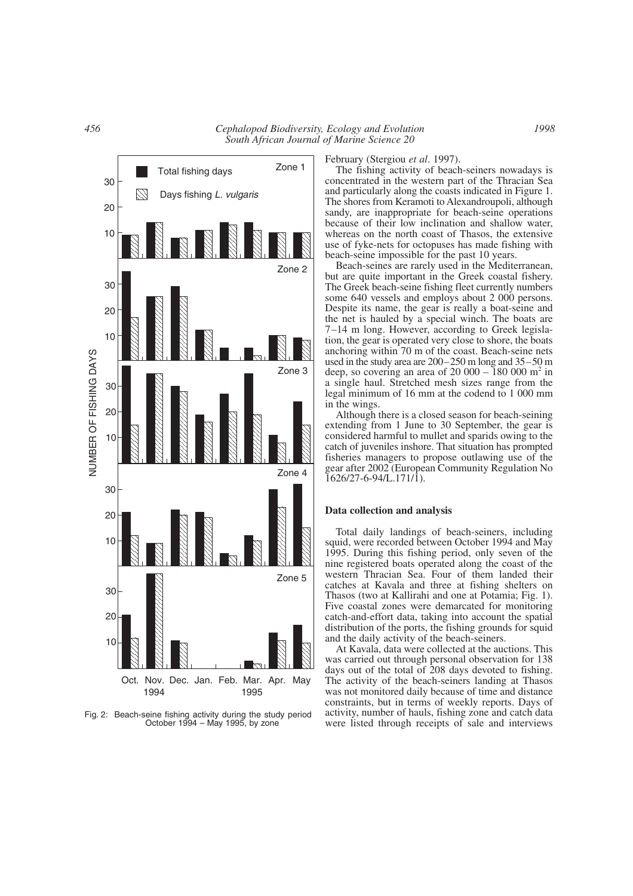Fig. 2: Beach-seine fishing activity during the study period October 1994 – May 1995, by zone

February (Stergiou *et al*. 1997).

The fishing activity of beach-seiners nowadays is concentrated in the western part of the Thracian Sea and particularly along the coasts indicated in Figure 1. The shores from Keramoti to Alexandroupoli, although sandy, are inappropriate for beach-seine operations because of their low inclination and shallow water, whereas on the north coast of Thasos, the extensive use of fyke-nets for octopuses has made fishing with beach-seine impossible for the past 10 years.

Beach-seines are rarely used in the Mediterranean, but are quite important in the Greek coastal fishery. The Greek beach-seine fishing fleet currently numbers some 640 vessels and employs about 2 000 persons. Despite its name, the gear is really a boat-seine and the net is hauled by a special winch. The boats are 7–14 m long. However, according to Greek legislation, the gear is operated very close to shore, the boats anchoring within 70 m of the coast. Beach-seine nets used in the study area are 200–250 m long and 35–50 m deep, so covering an area of 20 000 – 180 000 m$^2$ in a single haul. Stretched mesh sizes range from the legal minimum of 16 mm at the codend to 1 000 mm in the wings.

Although there is a closed season for beach-seining extending from 1 June to 30 September, the gear is considered harmful to mullet and sparids owing to the catch of juveniles inshore. That situation has prompted fisheries managers to propose outlawing use of the gear after 2002 (European Community Regulation No 1626/27-6-94/L.171/1).

## Data collection and analysis

Total daily landings of beach-seiners, including squid, were recorded between October 1994 and May 1995. During this fishing period, only seven of the nine registered boats operated along the coast of the western Thracian Sea. Four of them landed their catches at Kavala and three at fishing shelters on Thasos (two at Kallirahi and one at Potamia; Fig. 1). Five coastal zones were demarcated for monitoring catch-and-effort data, taking into account the spatial distribution of the ports, the fishing grounds for squid and the daily activity of the beach-seiners.

At Kavala, data were collected at the auctions. This was carried out through personal observation for 138 days out of the total of 208 days devoted to fishing. The activity of the beach-seiners landing at Thasos was not monitored daily because of time and distance constraints, but in terms of weekly reports. Days of activity, number of hauls, fishing zone and catch data were listed through receipts of sale and interviews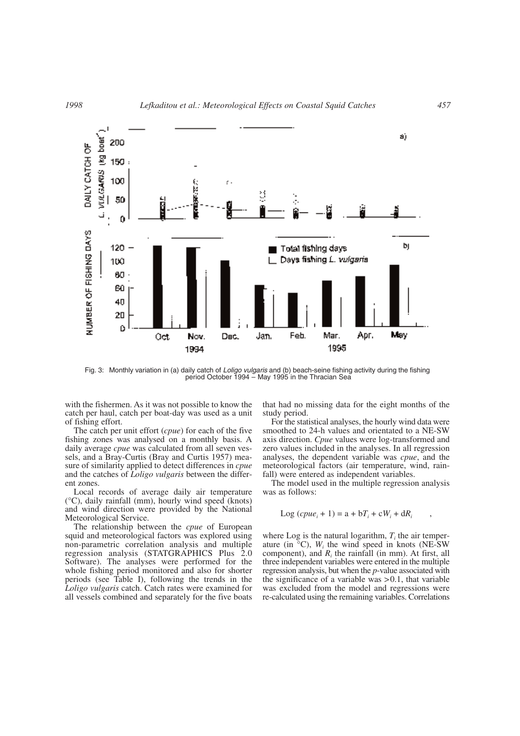Fig. 3: Monthly variation in (a) daily catch of *Loligo vulgaris* and (b) beach-seine fishing activity during the fishing period October 1994 – May 1995 in the Thracian Sea

with the fishermen. As it was not possible to know the catch per haul, catch per boat-day was used as a unit of fishing effort.

The catch per unit effort (*cpue*) for each of the five fishing zones was analysed on a monthly basis. A daily average *cpue* was calculated from all seven vessels, and a Bray-Curtis (Bray and Curtis 1957) measure of similarity applied to detect differences in *cpue* and the catches of *Loligo vulgaris* between the different zones.

Local records of average daily air temperature (°C), daily rainfall (mm), hourly wind speed (knots) and wind direction were provided by the National Meteorological Service.

The relationship between the *cpue* of European squid and meteorological factors was explored using non-parametric correlation analysis and multiple regression analysis (STATGRAPHICS Plus 2.0 Software). The analyses were performed for the whole fishing period monitored and also for shorter periods (see Table I), following the trends in the *Loligo vulgaris* catch. Catch rates were examined for all vessels combined and separately for the five boats that had no missing data for the eight months of the study period.

For the statistical analyses, the hourly wind data were smoothed to 24-h values and orientated to a NE-SW axis direction. *Cpue* values were log-transformed and zero values included in the analyses. In all regression analyses, the dependent variable was *cpue*, and the meteorological factors (air temperature, wind, rainfall) were entered as independent variables.

The model used in the multiple regression analysis was as follows:

$$\text{Log}\,(cpue_i + 1) = \text{a} + \text{b}T_i + \text{c}W_i + \text{d}R_i \quad ,$$

where Log is the natural logarithm, $T_i$ the air temperature (in °C), $W_i$ the wind speed in knots (NE-SW component), and $R_i$ the rainfall (in mm). At first, all three independent variables were entered in the multiple regression analysis, but when the *p*-value associated with the significance of a variable was $>0.1$, that variable was excluded from the model and regressions were re-calculated using the remaining variables. Correlations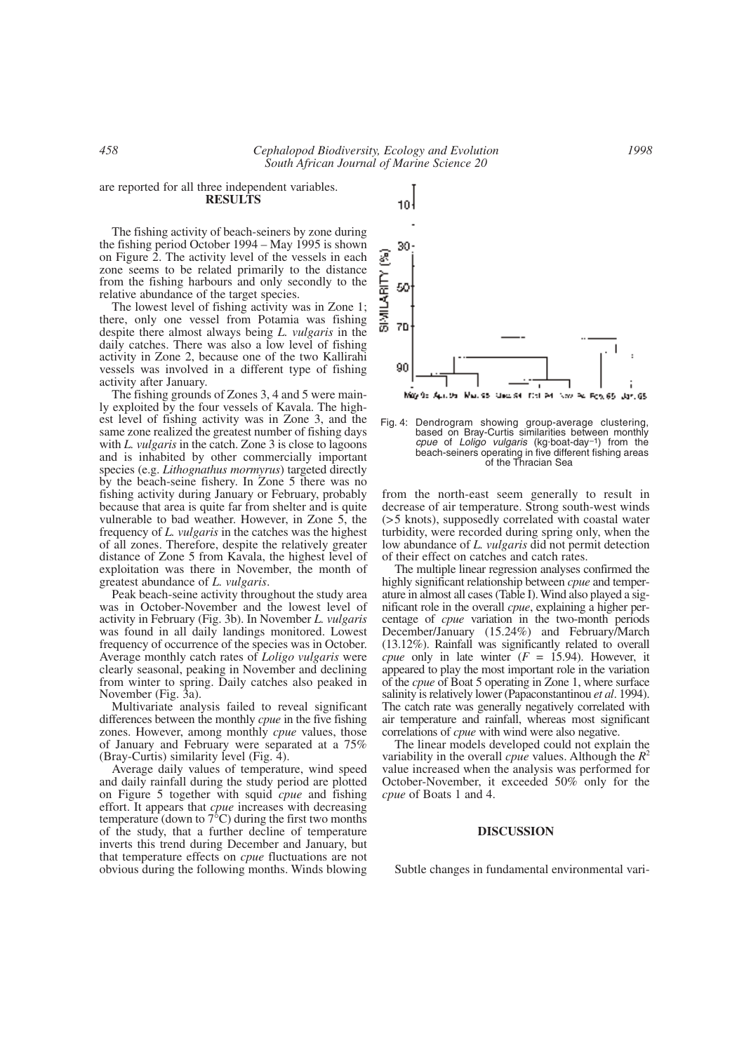are reported for all three independent variables.

## RESULTS

The fishing activity of beach-seiners by zone during the fishing period October 1994 – May 1995 is shown on Figure 2. The activity level of the vessels in each zone seems to be related primarily to the distance from the fishing harbours and only secondly to the relative abundance of the target species.

The lowest level of fishing activity was in Zone 1; there, only one vessel from Potamia was fishing despite there almost always being *L. vulgaris* in the daily catches. There was also a low level of fishing activity in Zone 2, because one of the two Kallirahi vessels was involved in a different type of fishing activity after January.

The fishing grounds of Zones 3, 4 and 5 were mainly exploited by the four vessels of Kavala. The highest level of fishing activity was in Zone 3, and the same zone realized the greatest number of fishing days with *L. vulgaris* in the catch. Zone 3 is close to lagoons and is inhabited by other commercially important species (e.g. *Lithognathus mormyrus*) targeted directly by the beach-seine fishery. In Zone 5 there was no fishing activity during January or February, probably because that area is quite far from shelter and is quite vulnerable to bad weather. However, in Zone 5, the frequency of *L. vulgaris* in the catches was the highest of all zones. Therefore, despite the relatively greater distance of Zone 5 from Kavala, the highest level of exploitation was there in November, the month of greatest abundance of *L. vulgaris*.

Peak beach-seine activity throughout the study area was in October-November and the lowest level of activity in February (Fig. 3b). In November *L. vulgaris* was found in all daily landings monitored. Lowest frequency of occurrence of the species was in October. Average monthly catch rates of *Loligo vulgaris* were clearly seasonal, peaking in November and declining from winter to spring. Daily catches also peaked in November (Fig. 3a).

Multivariate analysis failed to reveal significant differences between the monthly *cpue* in the five fishing zones. However, among monthly *cpue* values, those of January and February were separated at a 75% (Bray-Curtis) similarity level (Fig. 4).

Average daily values of temperature, wind speed and daily rainfall during the study period are plotted on Figure 5 together with squid *cpue* and fishing effort. It appears that *cpue* increases with decreasing temperature (down to 7°C) during the first two months of the study, that a further decline of temperature inverts this trend during December and January, but that temperature effects on *cpue* fluctuations are not obvious during the following months. Winds blowing from the north-east seem generally to result in decrease of air temperature. Strong south-west winds (>5 knots), supposedly correlated with coastal water turbidity, were recorded during spring only, when the low abundance of *L. vulgaris* did not permit detection of their effect on catches and catch rates.

Fig. 4: Dendrogram showing group-average clustering, based on Bray-Curtis similarities between monthly *cpue* of *Loligo vulgaris* (kg·boat-day$^{-1}$) from the beach-seiners operating in five different fishing areas of the Thracian Sea

The multiple linear regression analyses confirmed the highly significant relationship between *cpue* and temperature in almost all cases (Table I). Wind also played a significant role in the overall *cpue*, explaining a higher percentage of *cpue* variation in the two-month periods December/January (15.24%) and February/March (13.12%). Rainfall was significantly related to overall *cpue* only in late winter ($F$ = 15.94). However, it appeared to play the most important role in the variation of the *cpue* of Boat 5 operating in Zone 1, where surface salinity is relatively lower (Papaconstantinou *et al*. 1994). The catch rate was generally negatively correlated with air temperature and rainfall, whereas most significant correlations of *cpue* with wind were also negative.

The linear models developed could not explain the variability in the overall *cpue* values. Although the $R^2$ value increased when the analysis was performed for October-November, it exceeded 50% only for the *cpue* of Boats 1 and 4.

## DISCUSSION

Subtle changes in fundamental environmental vari-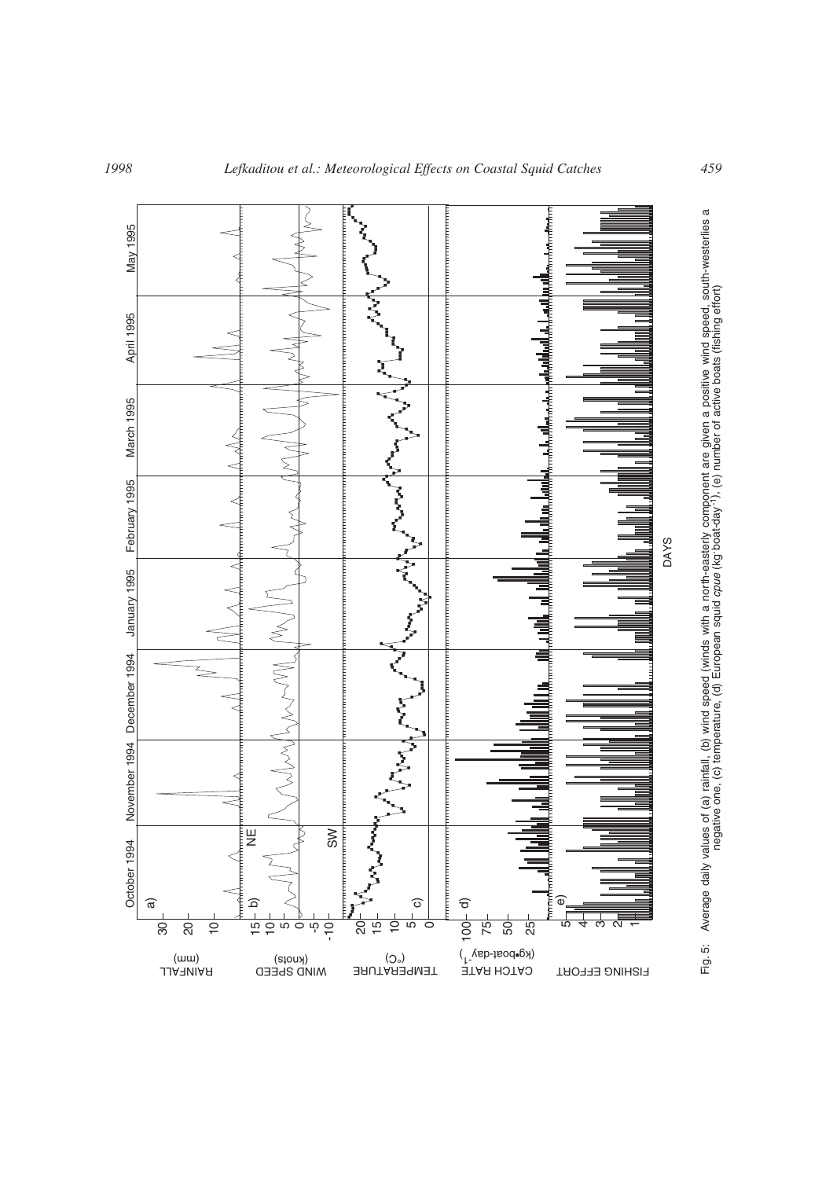Fig. 5: Average daily values of (a) rainfall, (b) wind speed (winds with a north-easterly component are given a positive wind speed, south-westerlies a negative one, (c) temperature, (d) European squid *cpue* (kg boat-day$^{-1}$), (e) number of active boats (fishing effort)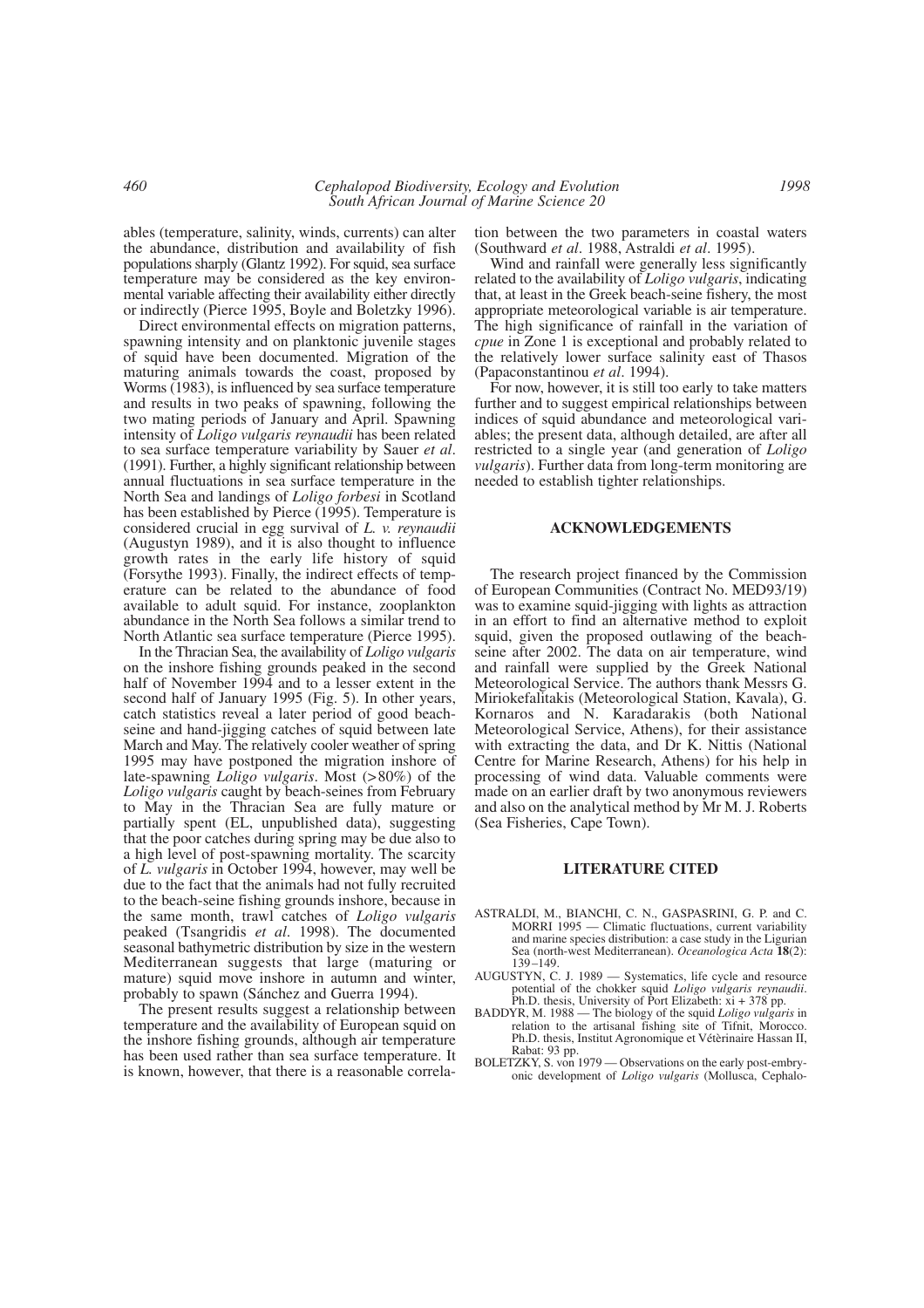ables (temperature, salinity, winds, currents) can alter the abundance, distribution and availability of fish populations sharply (Glantz 1992). For squid, sea surface temperature may be considered as the key environmental variable affecting their availability either directly or indirectly (Pierce 1995, Boyle and Boletzky 1996).

Direct environmental effects on migration patterns, spawning intensity and on planktonic juvenile stages of squid have been documented. Migration of the maturing animals towards the coast, proposed by Worms (1983), is influenced by sea surface temperature and results in two peaks of spawning, following the two mating periods of January and April. Spawning intensity of *Loligo vulgaris reynaudii* has been related to sea surface temperature variability by Sauer *et al*. (1991). Further, a highly significant relationship between annual fluctuations in sea surface temperature in the North Sea and landings of *Loligo forbesi* in Scotland has been established by Pierce (1995). Temperature is considered crucial in egg survival of *L. v. reynaudii* (Augustyn 1989), and it is also thought to influence growth rates in the early life history of squid (Forsythe 1993). Finally, the indirect effects of temperature can be related to the abundance of food available to adult squid. For instance, zooplankton abundance in the North Sea follows a similar trend to North Atlantic sea surface temperature (Pierce 1995).

In the Thracian Sea, the availability of *Loligo vulgaris* on the inshore fishing grounds peaked in the second half of November 1994 and to a lesser extent in the second half of January 1995 (Fig. 5). In other years, catch statistics reveal a later period of good beach-seine and hand-jigging catches of squid between late March and May. The relatively cooler weather of spring 1995 may have postponed the migration inshore of late-spawning *Loligo vulgaris*. Most (>80%) of the *Loligo vulgaris* caught by beach-seines from February to May in the Thracian Sea are fully mature or partially spent (EL, unpublished data), suggesting that the poor catches during spring may be due also to a high level of post-spawning mortality. The scarcity of *L. vulgaris* in October 1994, however, may well be due to the fact that the animals had not fully recruited to the beach-seine fishing grounds inshore, because in the same month, trawl catches of *Loligo vulgaris* peaked (Tsangridis *et al*. 1998). The documented seasonal bathymetric distribution by size in the western Mediterranean suggests that large (maturing or mature) squid move inshore in autumn and winter, probably to spawn (Sánchez and Guerra 1994).

The present results suggest a relationship between temperature and the availability of European squid on the inshore fishing grounds, although air temperature has been used rather than sea surface temperature. It is known, however, that there is a reasonable correlation between the two parameters in coastal waters (Southward *et al*. 1988, Astraldi *et al*. 1995).

Wind and rainfall were generally less significantly related to the availability of *Loligo vulgaris*, indicating that, at least in the Greek beach-seine fishery, the most appropriate meteorological variable is air temperature. The high significance of rainfall in the variation of *cpue* in Zone 1 is exceptional and probably related to the relatively lower surface salinity east of Thasos (Papaconstantinou *et al*. 1994).

For now, however, it is still too early to take matters further and to suggest empirical relationships between indices of squid abundance and meteorological variables; the present data, although detailed, are after all restricted to a single year (and generation of *Loligo vulgaris*). Further data from long-term monitoring are needed to establish tighter relationships.

## ACKNOWLEDGEMENTS

The research project financed by the Commission of European Communities (Contract No. MED93/19) was to examine squid-jigging with lights as attraction in an effort to find an alternative method to exploit squid, given the proposed outlawing of the beach-seine after 2002. The data on air temperature, wind and rainfall were supplied by the Greek National Meteorological Service. The authors thank Messrs G. Miriokefalitakis (Meteorological Station, Kavala), G. Kornaros and N. Karadarakis (both National Meteorological Service, Athens), for their assistance with extracting the data, and Dr K. Nittis (National Centre for Marine Research, Athens) for his help in processing of wind data. Valuable comments were made on an earlier draft by two anonymous reviewers and also on the analytical method by Mr M. J. Roberts (Sea Fisheries, Cape Town).

## LITERATURE CITED

ASTRALDI, M., BIANCHI, C. N., GASPASRINI, G. P. and C. MORRI 1995 — Climatic fluctuations, current variability and marine species distribution: a case study in the Ligurian Sea (north-west Mediterranean). *Oceanologica Acta* **18**(2): 139–149.

AUGUSTYN, C. J. 1989 — Systematics, life cycle and resource potential of the chokker squid *Loligo vulgaris reynaudii*. Ph.D. thesis, University of Port Elizabeth: xi + 378 pp.

BADDYR, M. 1988 — The biology of the squid *Loligo vulgaris* in relation to the artisanal fishing site of Tifnit, Morocco. Ph.D. thesis, Institut Agronomique et Vétèrinaire Hassan II, Rabat: 93 pp.

BOLETZKY, S. von 1979 — Observations on the early post-embryonic development of *Loligo vulgaris* (Mollusca, Cephalo-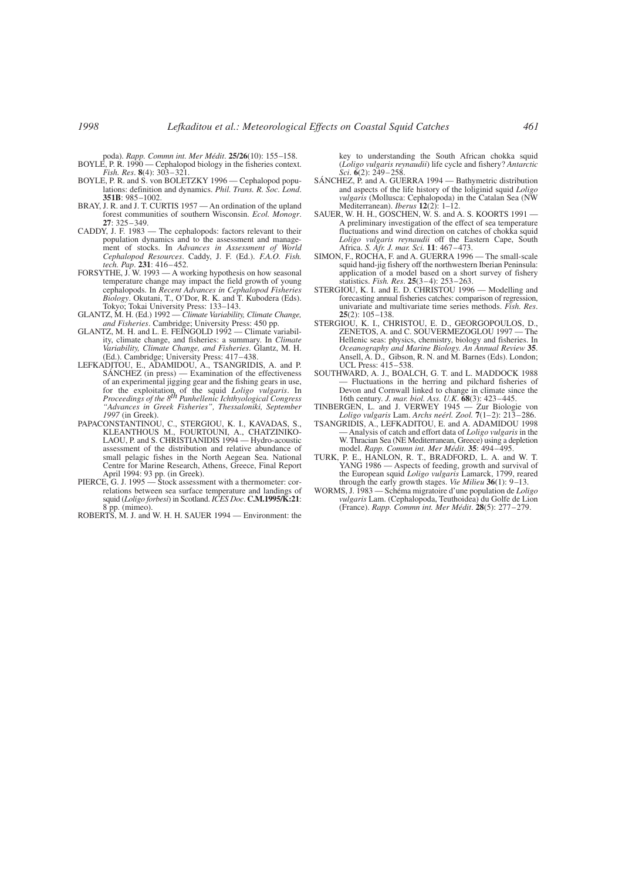poda). *Rapp. Commn int. Mer Médit*. **25/26**(10): 155–158.

BOYLE, P. R. 1990 — Cephalopod biology in the fisheries context. *Fish. Res*. **8**(4): 303–321.

BOYLE, P. R. and S. von BOLETZKY 1996 — Cephalopod populations: definition and dynamics. *Phil. Trans. R. Soc. Lond*. **351B**: 985–1002.

BRAY, J. R. and J. T. CURTIS 1957 — An ordination of the upland forest communities of southern Wisconsin. *Ecol. Monogr*. **27**: 325–349.

CADDY, J. F. 1983 — The cephalopods: factors relevant to their population dynamics and to the assessment and management of stocks. In *Advances in Assessment of World Cephalopod Resources*. Caddy, J. F. (Ed.). *F.A.O. Fish. tech. Pap*. **231**: 416–452.

FORSYTHE, J. W. 1993 — A working hypothesis on how seasonal temperature change may impact the field growth of young cephalopods. In *Recent Advances in Cephalopod Fisheries Biology*. Okutani, T., O'Dor, R. K. and T. Kubodera (Eds). Tokyo; Tokai University Press: 133–143.

GLANTZ, M. H. (Ed.) 1992 — *Climate Variability, Climate Change, and Fisheries*. Cambridge; University Press: 450 pp.

GLANTZ, M. H. and L. E. FEINGOLD 1992 — Climate variability, climate change, and fisheries: a summary. In *Climate Variability, Climate Change, and Fisheries*. Glantz, M. H. (Ed.). Cambridge; University Press: 417–438.

LEFKADITOU, E., ADAMIDOU, A., TSANGRIDIS, A. and P. SÁNCHEZ (in press) — Examination of the effectiveness of an experimental jigging gear and the fishing gears in use, for the exploitation of the squid *Loligo vulgaris*. In *Proceedings of the 8th Panhellenic Ichthyological Congress "Advances in Greek Fisheries", Thessaloniki, September 1997* (in Greek).

PAPACONSTANTINOU, C., STERGIOU, K. I., KAVADAS, S., KLEANTHOUS M., FOURTOUNI, A., CHATZINIKOLAOU, P. and S. CHRISTIANIDIS 1994 — Hydro-acoustic assessment of the distribution and relative abundance of small pelagic fishes in the North Aegean Sea. National Centre for Marine Research, Athens, Greece, Final Report April 1994: 93 pp. (in Greek).

PIERCE, G. J. 1995 — Stock assessment with a thermometer: correlations between sea surface temperature and landings of squid (*Loligo forbesi*) in Scotland. *ICES Doc*. **C.M.1995/K:21**: 8 pp. (mimeo).

ROBERTS, M. J. and W. H. H. SAUER 1994 — Environment: the key to understanding the South African chokka squid (*Loligo vulgaris reynaudii*) life cycle and fishery? *Antarctic Sci*. **6**(2): 249–258.

SÁNCHEZ, P. and A. GUERRA 1994 — Bathymetric distribution and aspects of the life history of the loliginid squid *Loligo vulgaris* (Mollusca: Cephalopoda) in the Catalan Sea (NW Mediterranean). *Iberus* **12**(2): 1–12.

SAUER, W. H. H., GOSCHEN, W. S. and A. S. KOORTS 1991 — A preliminary investigation of the effect of sea temperature fluctuations and wind direction on catches of chokka squid *Loligo vulgaris reynaudii* off the Eastern Cape, South Africa. *S. Afr. J. mar. Sci.* **11**: 467–473.

SIMON, F., ROCHA, F. and A. GUERRA 1996 — The small-scale squid hand-jig fishery off the northwestern Iberian Peninsula: application of a model based on a short survey of fishery statistics. *Fish. Res*. **25**(3–4): 253–263.

STERGIOU, K. I. and E. D. CHRISTOU 1996 — Modelling and forecasting annual fisheries catches: comparison of regression, univariate and multivariate time series methods. *Fish. Res*. **25**(2): 105–138.

STERGIOU, K. I., CHRISTOU, E. D., GEORGOPOULOS, D., ZENETOS, A. and C. SOUVERMEZOGLOU 1997 — The Hellenic seas: physics, chemistry, biology and fisheries. In *Oceanography and Marine Biology. An Annual Review* **35**. Ansell, A. D., Gibson, R. N. and M. Barnes (Eds). London; UCL Press: 415–538.

SOUTHWARD, A. J., BOALCH, G. T. and L. MADDOCK 1988 — Fluctuations in the herring and pilchard fisheries of Devon and Cornwall linked to change in climate since the 16th century. *J. mar. biol. Ass. U.K*. **68**(3): 423–445.

TINBERGEN, L. and J. VERWEY 1945 — Zur Biologie von *Loligo vulgaris* Lam. *Archs neérl. Zool.* **7**(1–2): 213–286.

TSANGRIDIS, A., LEFKADITOU, E. and A. ADAMIDOU 1998 — Analysis of catch and effort data of *Loligo vulgaris* in the W. Thracian Sea (NE Mediterranean, Greece) using a depletion model. *Rapp. Commn int. Mer Médit*. **35**: 494–495.

TURK, P. E., HANLON, R. T., BRADFORD, L. A. and W. T. YANG 1986 — Aspects of feeding, growth and survival of the European squid *Loligo vulgaris* Lamarck, 1799, reared through the early growth stages. *Vie Milieu* **36**(1): 9–13.

WORMS, J. 1983 — Schéma migratoire d'une population de *Loligo vulgaris* Lam. (Cephalopoda, Teuthoidea) du Golfe de Lion (France). *Rapp. Commn int. Mer Médit*. **28**(5): 277–279.